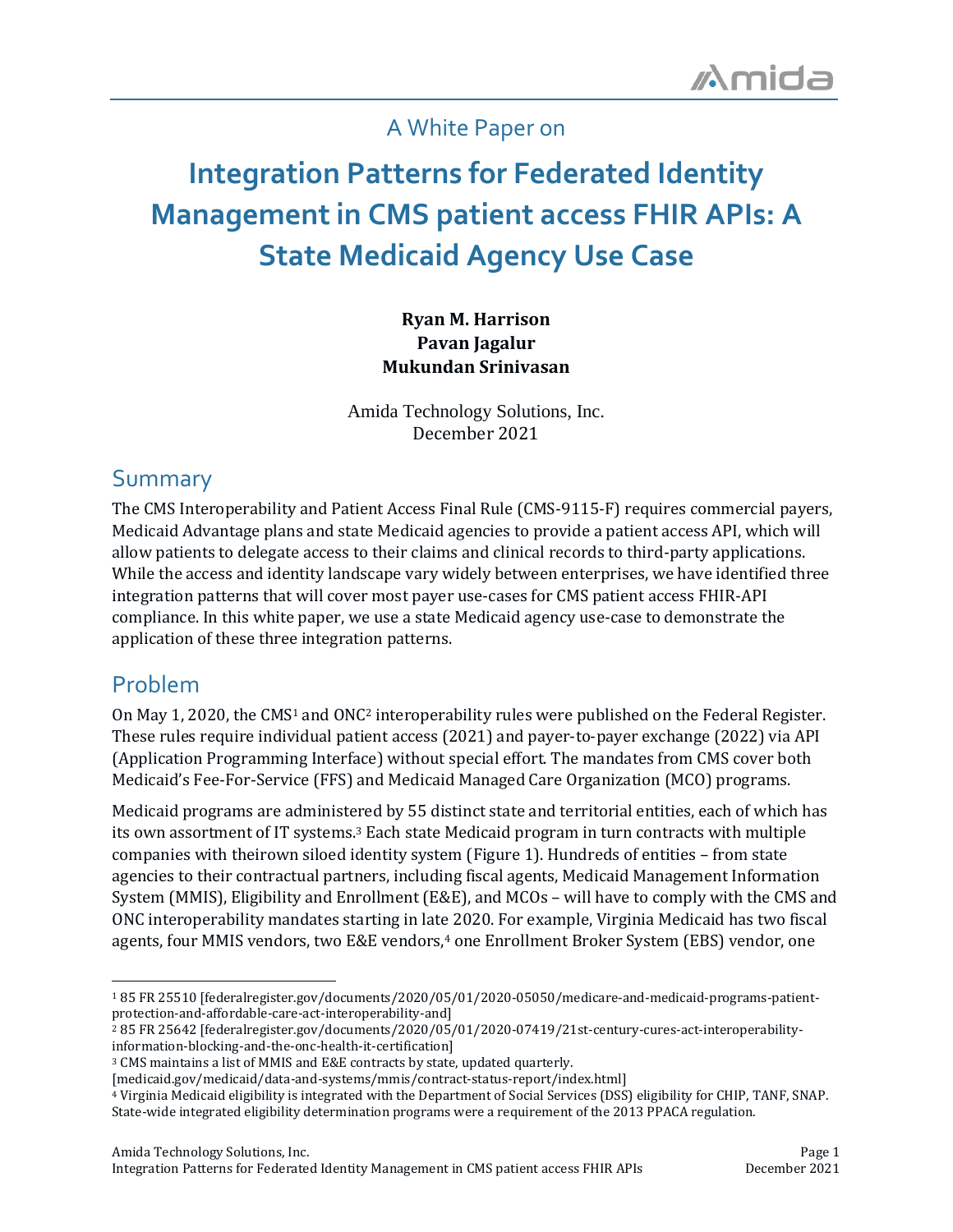A White Paper on

# Integration Patterns for Federated Identity Management in CMS patient access FHIR APIs: A State Medicaid Agency Use Case

**Ryan M. Harrison**
**Pavan Jagalur**
**Mukundan Srinivasan**

Amida Technology Solutions, Inc.
December 2021

## Summary

The CMS Interoperability and Patient Access Final Rule (CMS-9115-F) requires commercial payers, Medicaid Advantage plans and state Medicaid agencies to provide a patient access API, which will allow patients to delegate access to their claims and clinical records to third-party applications. While the access and identity landscape vary widely between enterprises, we have identified three integration patterns that will cover most payer use-cases for CMS patient access FHIR-API compliance. In this white paper, we use a state Medicaid agency use-case to demonstrate the application of these three integration patterns.

## Problem

On May 1, 2020, the CMS[1] and ONC[2] interoperability rules were published on the Federal Register. These rules require individual patient access (2021) and payer-to-payer exchange (2022) via API (Application Programming Interface) without special effort. The mandates from CMS cover both Medicaid's Fee-For-Service (FFS) and Medicaid Managed Care Organization (MCO) programs.

Medicaid programs are administered by 55 distinct state and territorial entities, each of which has its own assortment of IT systems.[3] Each state Medicaid program in turn contracts with multiple companies with theirown siloed identity system (Figure 1). Hundreds of entities – from state agencies to their contractual partners, including fiscal agents, Medicaid Management Information System (MMIS), Eligibility and Enrollment (E&E), and MCOs – will have to comply with the CMS and ONC interoperability mandates starting in late 2020. For example, Virginia Medicaid has two fiscal agents, four MMIS vendors, two E&E vendors,[4] one Enrollment Broker System (EBS) vendor, one

---

[1] 85 FR 25510 [federalregister.gov/documents/2020/05/01/2020-05050/medicare-and-medicaid-programs-patient-protection-and-affordable-care-act-interoperability-and]

[2] 85 FR 25642 [federalregister.gov/documents/2020/05/01/2020-07419/21st-century-cures-act-interoperability-information-blocking-and-the-onc-health-it-certification]

[3] CMS maintains a list of MMIS and E&E contracts by state, updated quarterly. [medicaid.gov/medicaid/data-and-systems/mmis/contract-status-report/index.html]

[4] Virginia Medicaid eligibility is integrated with the Department of Social Services (DSS) eligibility for CHIP, TANF, SNAP. State-wide integrated eligibility determination programs were a requirement of the 2013 PPACA regulation.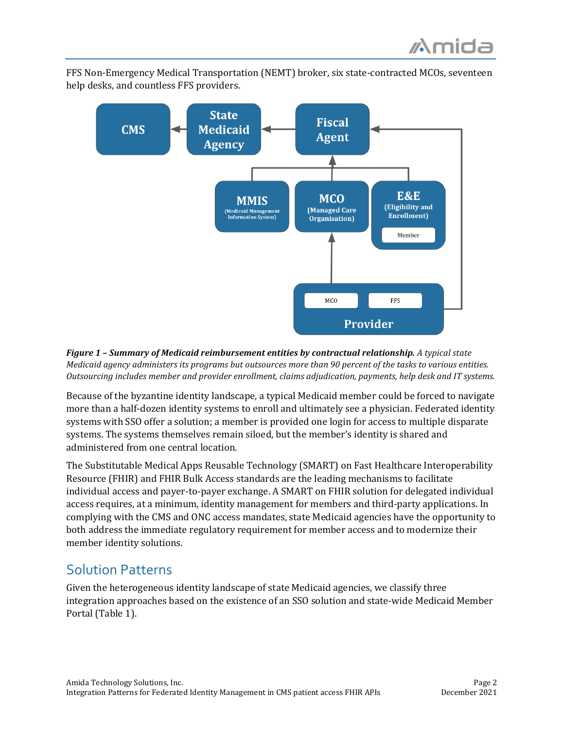FFS Non-Emergency Medical Transportation (NEMT) broker, six state-contracted MCOs, seventeen help desks, and countless FFS providers.

***Figure 1 – Summary of Medicaid reimbursement entities by contractual relationship.*** *A typical state Medicaid agency administers its programs but outsources more than 90 percent of the tasks to various entities. Outsourcing includes member and provider enrollment, claims adjudication, payments, help desk and IT systems.*

Because of the byzantine identity landscape, a typical Medicaid member could be forced to navigate more than a half-dozen identity systems to enroll and ultimately see a physician. Federated identity systems with SSO offer a solution; a member is provided one login for access to multiple disparate systems. The systems themselves remain siloed, but the member's identity is shared and administered from one central location.

The Substitutable Medical Apps Reusable Technology (SMART) on Fast Healthcare Interoperability Resource (FHIR) and FHIR Bulk Access standards are the leading mechanisms to facilitate individual access and payer-to-payer exchange. A SMART on FHIR solution for delegated individual access requires, at a minimum, identity management for members and third-party applications. In complying with the CMS and ONC access mandates, state Medicaid agencies have the opportunity to both address the immediate regulatory requirement for member access and to modernize their member identity solutions.

## Solution Patterns

Given the heterogeneous identity landscape of state Medicaid agencies, we classify three integration approaches based on the existence of an SSO solution and state-wide Medicaid Member Portal (Table 1).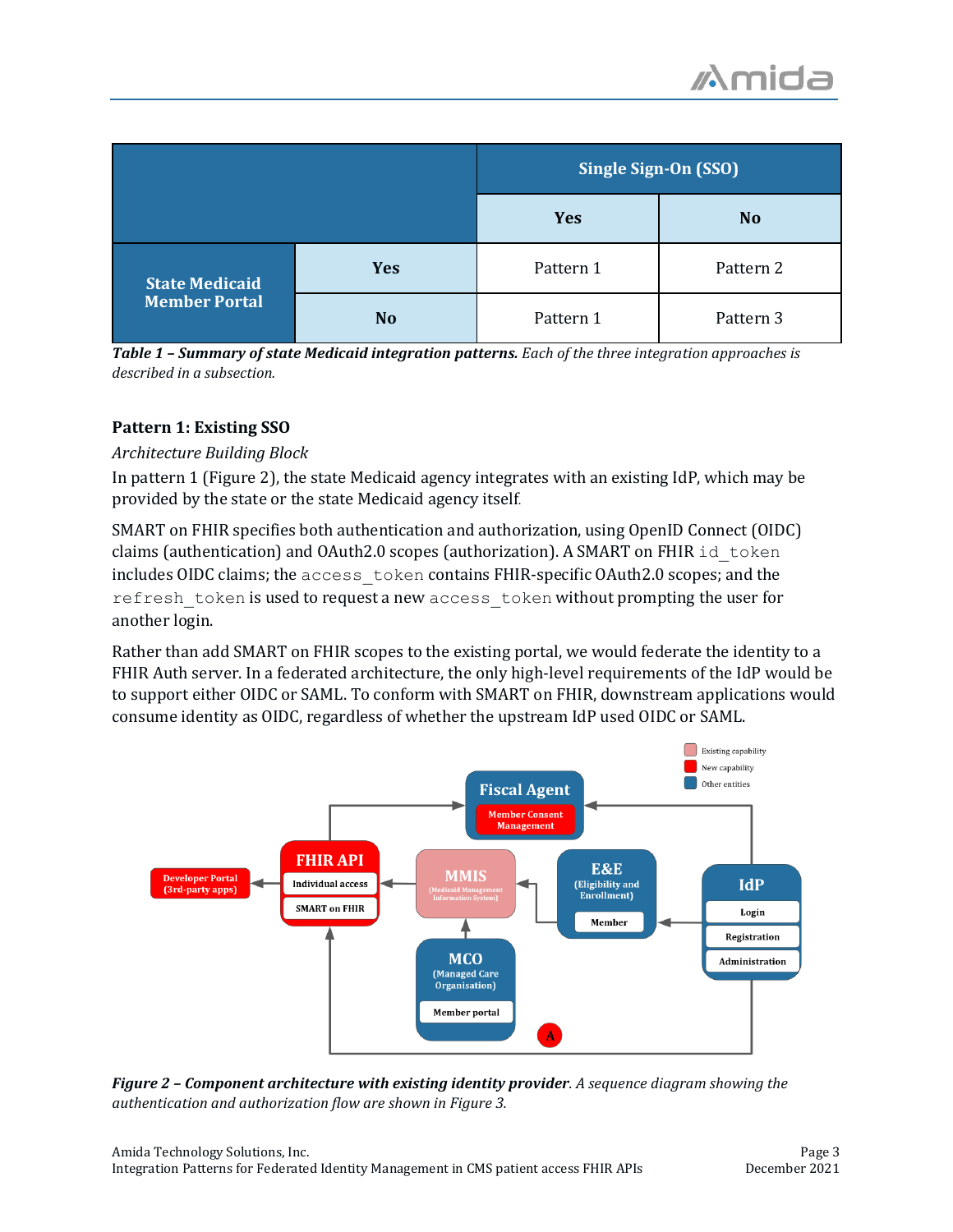| | | Single Sign-On (SSO) | |
|---|---|---|---|
| | | Yes | No |
| State Medicaid Member Portal | Yes | Pattern 1 | Pattern 2 |
| | No | Pattern 1 | Pattern 3 |

***Table 1 – Summary of state Medicaid integration patterns.*** *Each of the three integration approaches is described in a subsection.*

### Pattern 1: Existing SSO

*Architecture Building Block*

In pattern 1 (Figure 2), the state Medicaid agency integrates with an existing IdP, which may be provided by the state or the state Medicaid agency itself.

SMART on FHIR specifies both authentication and authorization, using OpenID Connect (OIDC) claims (authentication) and OAuth2.0 scopes (authorization). A SMART on FHIR `id_token` includes OIDC claims; the `access_token` contains FHIR-specific OAuth2.0 scopes; and the `refresh_token` is used to request a new `access_token` without prompting the user for another login.

Rather than add SMART on FHIR scopes to the existing portal, we would federate the identity to a FHIR Auth server. In a federated architecture, the only high-level requirements of the IdP would be to support either OIDC or SAML. To conform with SMART on FHIR, downstream applications would consume identity as OIDC, regardless of whether the upstream IdP used OIDC or SAML.

***Figure 2 – Component architecture with existing identity provider.*** *A sequence diagram showing the authentication and authorization flow are shown in Figure 3.*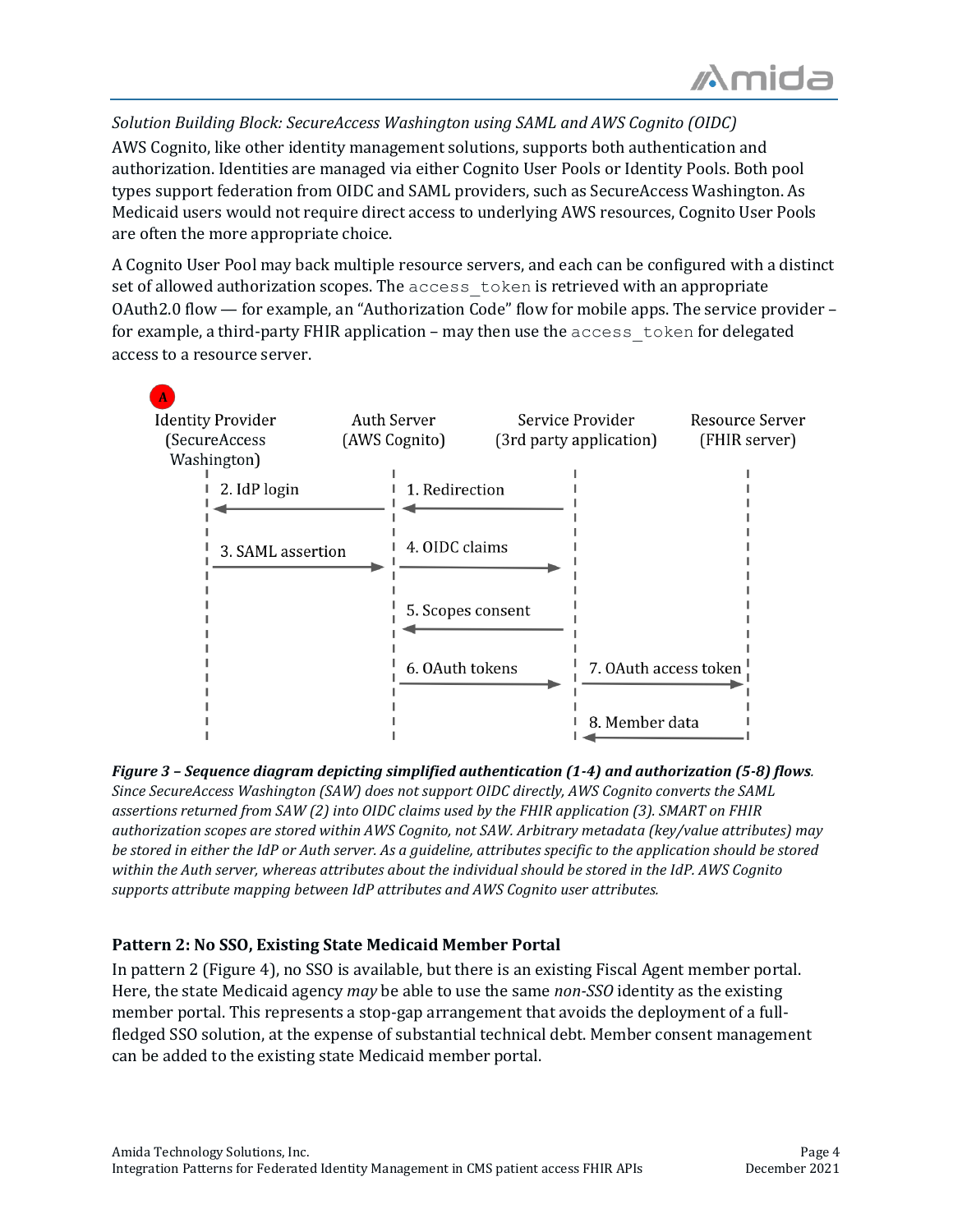*Solution Building Block: SecureAccess Washington using SAML and AWS Cognito (OIDC)*

AWS Cognito, like other identity management solutions, supports both authentication and authorization. Identities are managed via either Cognito User Pools or Identity Pools. Both pool types support federation from OIDC and SAML providers, such as SecureAccess Washington. As Medicaid users would not require direct access to underlying AWS resources, Cognito User Pools are often the more appropriate choice.

A Cognito User Pool may back multiple resource servers, and each can be configured with a distinct set of allowed authorization scopes. The `access_token` is retrieved with an appropriate OAuth2.0 flow — for example, an "Authorization Code" flow for mobile apps. The service provider – for example, a third-party FHIR application – may then use the `access_token` for delegated access to a resource server.

A

Identity Provider (SecureAccess Washington) | Auth Server (AWS Cognito) | Service Provider (3rd party application) | Resource Server (FHIR server)

1. Redirection
2. IdP login
3. SAML assertion
4. OIDC claims
5. Scopes consent
6. OAuth tokens
7. OAuth access token
8. Member data

***Figure 3 – Sequence diagram depicting simplified authentication (1-4) and authorization (5-8) flows**. Since SecureAccess Washington (SAW) does not support OIDC directly, AWS Cognito converts the SAML assertions returned from SAW (2) into OIDC claims used by the FHIR application (3). SMART on FHIR authorization scopes are stored within AWS Cognito, not SAW. Arbitrary metadata (key/value attributes) may be stored in either the IdP or Auth server. As a guideline, attributes specific to the application should be stored within the Auth server, whereas attributes about the individual should be stored in the IdP. AWS Cognito supports attribute mapping between IdP attributes and AWS Cognito user attributes.*

### Pattern 2: No SSO, Existing State Medicaid Member Portal

In pattern 2 (Figure 4), no SSO is available, but there is an existing Fiscal Agent member portal. Here, the state Medicaid agency *may* be able to use the same *non-SSO* identity as the existing member portal. This represents a stop-gap arrangement that avoids the deployment of a full-fledged SSO solution, at the expense of substantial technical debt. Member consent management can be added to the existing state Medicaid member portal.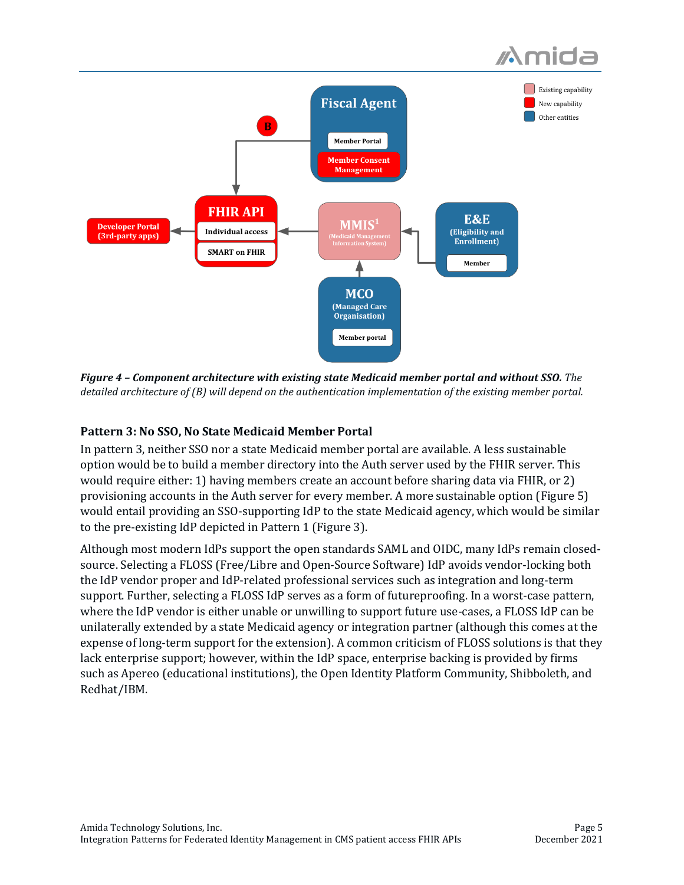*Figure 4 – Component architecture with existing state Medicaid member portal and without SSO. The detailed architecture of (B) will depend on the authentication implementation of the existing member portal.*

### Pattern 3: No SSO, No State Medicaid Member Portal

In pattern 3, neither SSO nor a state Medicaid member portal are available. A less sustainable option would be to build a member directory into the Auth server used by the FHIR server. This would require either: 1) having members create an account before sharing data via FHIR, or 2) provisioning accounts in the Auth server for every member. A more sustainable option (Figure 5) would entail providing an SSO-supporting IdP to the state Medicaid agency, which would be similar to the pre-existing IdP depicted in Pattern 1 (Figure 3).

Although most modern IdPs support the open standards SAML and OIDC, many IdPs remain closed-source. Selecting a FLOSS (Free/Libre and Open-Source Software) IdP avoids vendor-locking both the IdP vendor proper and IdP-related professional services such as integration and long-term support. Further, selecting a FLOSS IdP serves as a form of futureproofing. In a worst-case pattern, where the IdP vendor is either unable or unwilling to support future use-cases, a FLOSS IdP can be unilaterally extended by a state Medicaid agency or integration partner (although this comes at the expense of long-term support for the extension). A common criticism of FLOSS solutions is that they lack enterprise support; however, within the IdP space, enterprise backing is provided by firms such as Apereo (educational institutions), the Open Identity Platform Community, Shibboleth, and Redhat/IBM.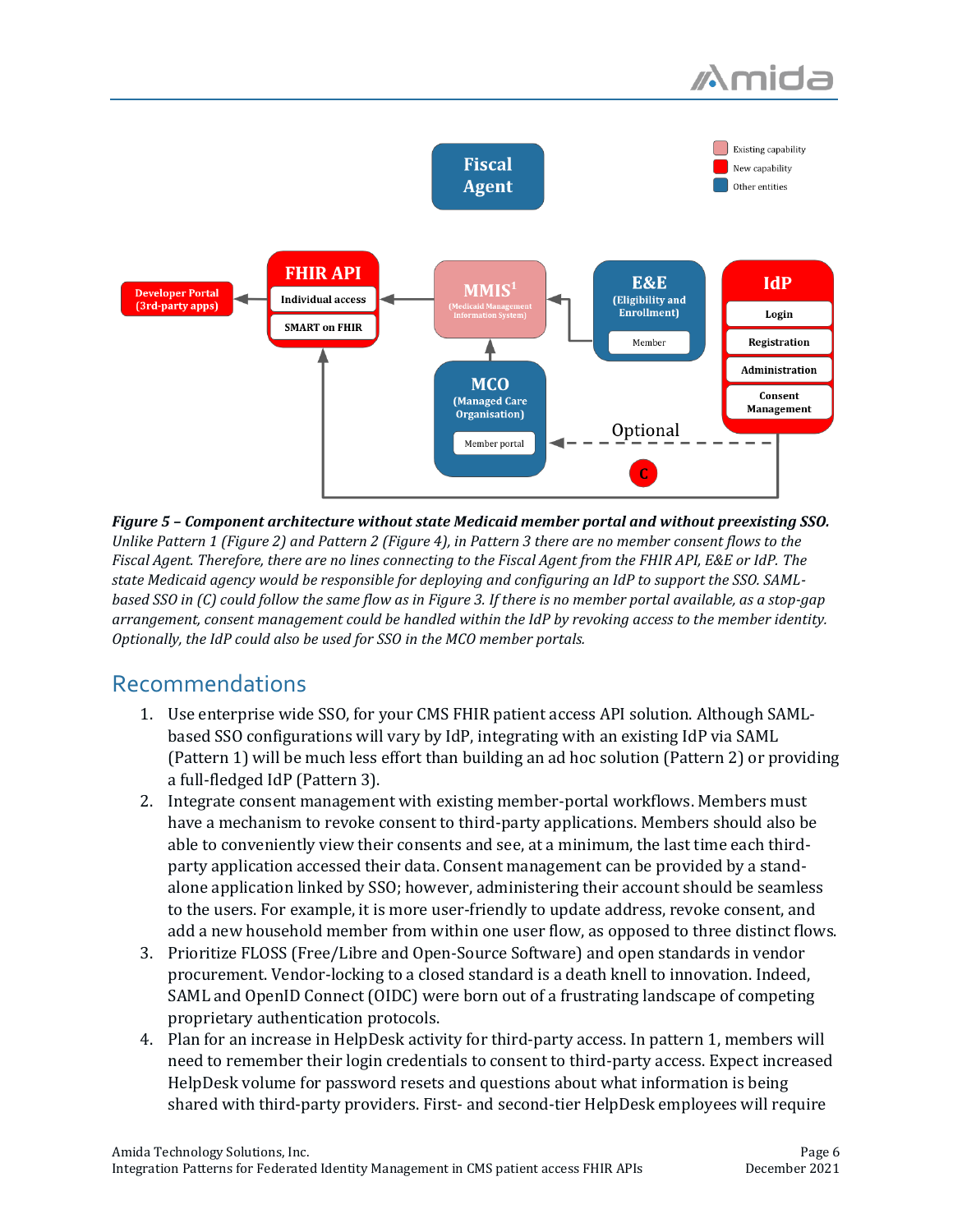***Figure 5 – Component architecture without state Medicaid member portal and without preexisting SSO.*** *Unlike Pattern 1 (Figure 2) and Pattern 2 (Figure 4), in Pattern 3 there are no member consent flows to the Fiscal Agent. Therefore, there are no lines connecting to the Fiscal Agent from the FHIR API, E&E or IdP. The state Medicaid agency would be responsible for deploying and configuring an IdP to support the SSO. SAML-based SSO in (C) could follow the same flow as in Figure 3. If there is no member portal available, as a stop-gap arrangement, consent management could be handled within the IdP by revoking access to the member identity. Optionally, the IdP could also be used for SSO in the MCO member portals.*

## Recommendations

1. Use enterprise wide SSO, for your CMS FHIR patient access API solution. Although SAML-based SSO configurations will vary by IdP, integrating with an existing IdP via SAML (Pattern 1) will be much less effort than building an ad hoc solution (Pattern 2) or providing a full-fledged IdP (Pattern 3).
2. Integrate consent management with existing member-portal workflows. Members must have a mechanism to revoke consent to third-party applications. Members should also be able to conveniently view their consents and see, at a minimum, the last time each third-party application accessed their data. Consent management can be provided by a stand-alone application linked by SSO; however, administering their account should be seamless to the users. For example, it is more user-friendly to update address, revoke consent, and add a new household member from within one user flow, as opposed to three distinct flows.
3. Prioritize FLOSS (Free/Libre and Open-Source Software) and open standards in vendor procurement. Vendor-locking to a closed standard is a death knell to innovation. Indeed, SAML and OpenID Connect (OIDC) were born out of a frustrating landscape of competing proprietary authentication protocols.
4. Plan for an increase in HelpDesk activity for third-party access. In pattern 1, members will need to remember their login credentials to consent to third-party access. Expect increased HelpDesk volume for password resets and questions about what information is being shared with third-party providers. First- and second-tier HelpDesk employees will require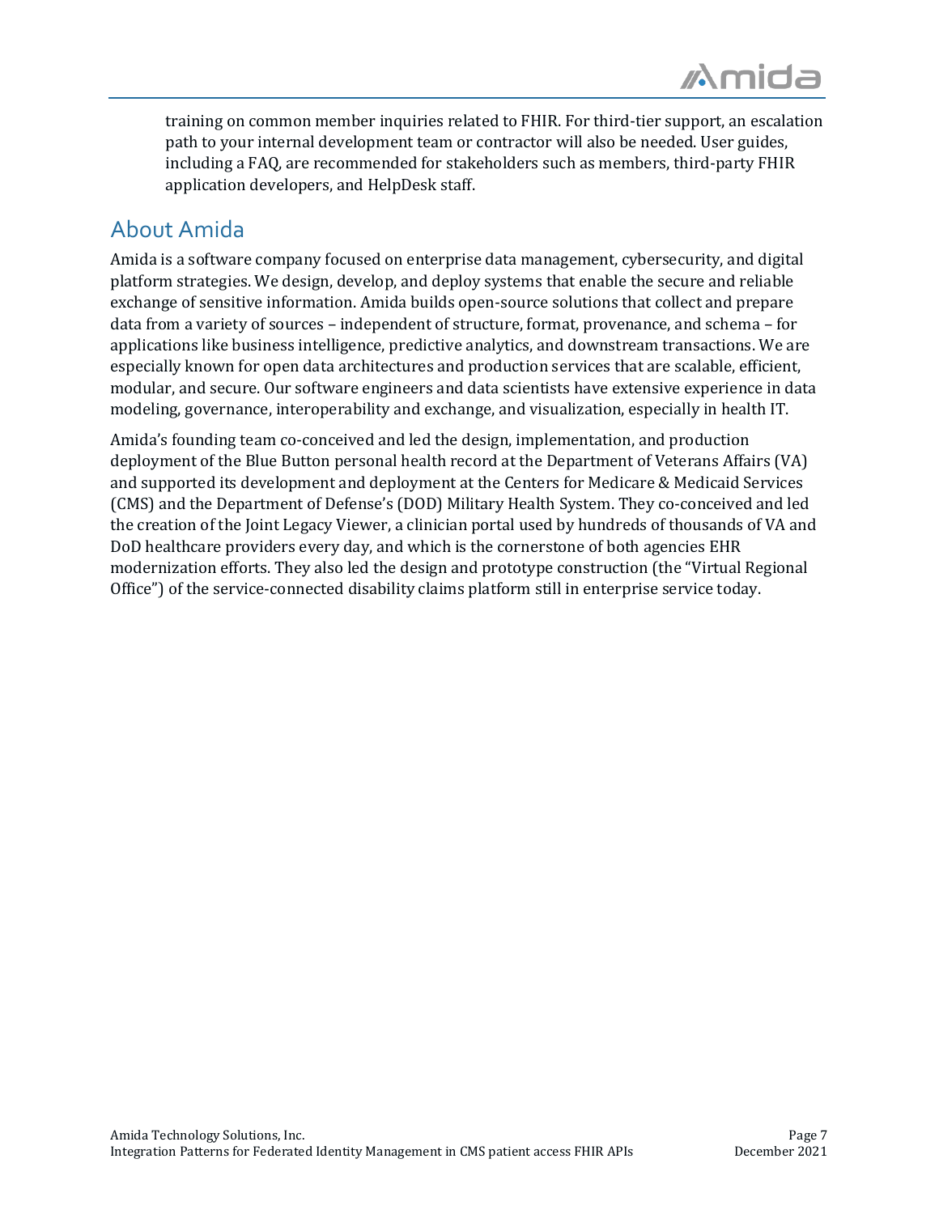training on common member inquiries related to FHIR. For third-tier support, an escalation path to your internal development team or contractor will also be needed. User guides, including a FAQ, are recommended for stakeholders such as members, third-party FHIR application developers, and HelpDesk staff.

## About Amida

Amida is a software company focused on enterprise data management, cybersecurity, and digital platform strategies. We design, develop, and deploy systems that enable the secure and reliable exchange of sensitive information. Amida builds open-source solutions that collect and prepare data from a variety of sources – independent of structure, format, provenance, and schema – for applications like business intelligence, predictive analytics, and downstream transactions. We are especially known for open data architectures and production services that are scalable, efficient, modular, and secure. Our software engineers and data scientists have extensive experience in data modeling, governance, interoperability and exchange, and visualization, especially in health IT.

Amida's founding team co-conceived and led the design, implementation, and production deployment of the Blue Button personal health record at the Department of Veterans Affairs (VA) and supported its development and deployment at the Centers for Medicare & Medicaid Services (CMS) and the Department of Defense's (DOD) Military Health System. They co-conceived and led the creation of the Joint Legacy Viewer, a clinician portal used by hundreds of thousands of VA and DoD healthcare providers every day, and which is the cornerstone of both agencies EHR modernization efforts. They also led the design and prototype construction (the "Virtual Regional Office") of the service-connected disability claims platform still in enterprise service today.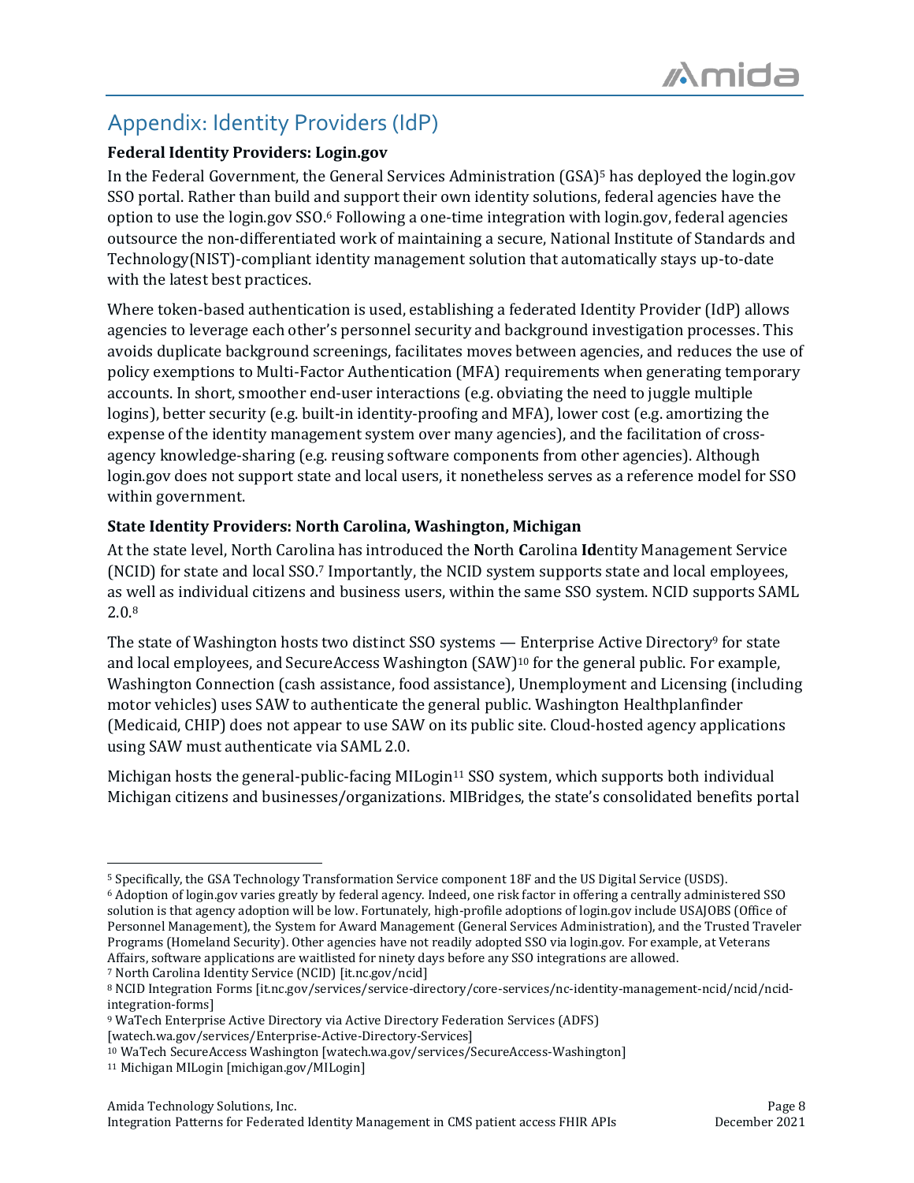## Appendix: Identity Providers (IdP)

**Federal Identity Providers: Login.gov**

In the Federal Government, the General Services Administration (GSA)[5] has deployed the login.gov SSO portal. Rather than build and support their own identity solutions, federal agencies have the option to use the login.gov SSO.[6] Following a one-time integration with login.gov, federal agencies outsource the non-differentiated work of maintaining a secure, National Institute of Standards and Technology(NIST)-compliant identity management solution that automatically stays up-to-date with the latest best practices.

Where token-based authentication is used, establishing a federated Identity Provider (IdP) allows agencies to leverage each other's personnel security and background investigation processes. This avoids duplicate background screenings, facilitates moves between agencies, and reduces the use of policy exemptions to Multi-Factor Authentication (MFA) requirements when generating temporary accounts. In short, smoother end-user interactions (e.g. obviating the need to juggle multiple logins), better security (e.g. built-in identity-proofing and MFA), lower cost (e.g. amortizing the expense of the identity management system over many agencies), and the facilitation of cross-agency knowledge-sharing (e.g. reusing software components from other agencies). Although login.gov does not support state and local users, it nonetheless serves as a reference model for SSO within government.

**State Identity Providers: North Carolina, Washington, Michigan**

At the state level, North Carolina has introduced the **N**orth **C**arolina **Id**entity Management Service (NCID) for state and local SSO.[7] Importantly, the NCID system supports state and local employees, as well as individual citizens and business users, within the same SSO system. NCID supports SAML 2.0.[8]

The state of Washington hosts two distinct SSO systems — Enterprise Active Directory[9] for state and local employees, and SecureAccess Washington (SAW)[10] for the general public. For example, Washington Connection (cash assistance, food assistance), Unemployment and Licensing (including motor vehicles) uses SAW to authenticate the general public. Washington Healthplanfinder (Medicaid, CHIP) does not appear to use SAW on its public site. Cloud-hosted agency applications using SAW must authenticate via SAML 2.0.

Michigan hosts the general-public-facing MILogin[11] SSO system, which supports both individual Michigan citizens and businesses/organizations. MIBridges, the state's consolidated benefits portal

---

[5] Specifically, the GSA Technology Transformation Service component 18F and the US Digital Service (USDS).

[6] Adoption of login.gov varies greatly by federal agency. Indeed, one risk factor in offering a centrally administered SSO solution is that agency adoption will be low. Fortunately, high-profile adoptions of login.gov include USAJOBS (Office of Personnel Management), the System for Award Management (General Services Administration), and the Trusted Traveler Programs (Homeland Security). Other agencies have not readily adopted SSO via login.gov. For example, at Veterans Affairs, software applications are waitlisted for ninety days before any SSO integrations are allowed.

[7] North Carolina Identity Service (NCID) [it.nc.gov/ncid]

[8] NCID Integration Forms [it.nc.gov/services/service-directory/core-services/nc-identity-management-ncid/ncid/ncid-integration-forms]

[9] WaTech Enterprise Active Directory via Active Directory Federation Services (ADFS) [watech.wa.gov/services/Enterprise-Active-Directory-Services]

[10] WaTech SecureAccess Washington [watech.wa.gov/services/SecureAccess-Washington]

[11] Michigan MILogin [michigan.gov/MILogin]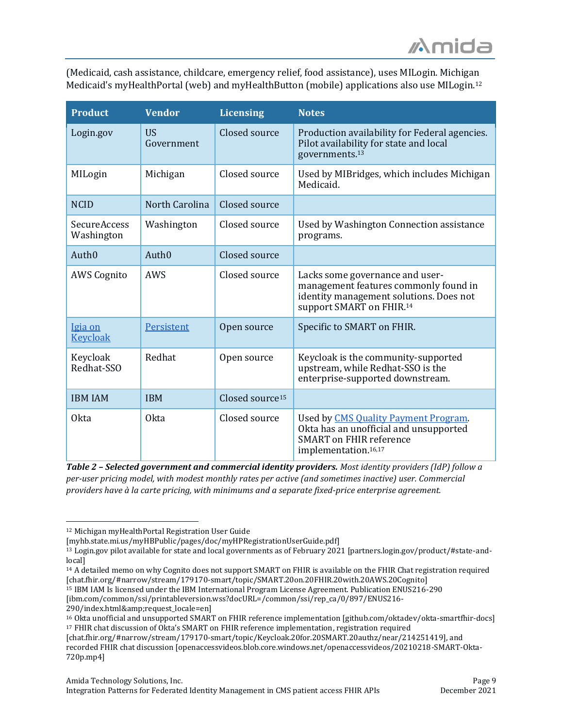(Medicaid, cash assistance, childcare, emergency relief, food assistance), uses MILogin. Michigan Medicaid's myHealthPortal (web) and myHealthButton (mobile) applications also use MILogin.[12]

| Product | Vendor | Licensing | Notes |
|---|---|---|---|
| Login.gov | US Government | Closed source | Production availability for Federal agencies. Pilot availability for state and local governments.[13] |
| MILogin | Michigan | Closed source | Used by MIBridges, which includes Michigan Medicaid. |
| NCID | North Carolina | Closed source | |
| SecureAccess Washington | Washington | Closed source | Used by Washington Connection assistance programs. |
| Auth0 | Auth0 | Closed source | |
| AWS Cognito | AWS | Closed source | Lacks some governance and user-management features commonly found in identity management solutions. Does not support SMART on FHIR.[14] |
| Igia on Keycloak | Persistent | Open source | Specific to SMART on FHIR. |
| Keycloak Redhat-SSO | Redhat | Open source | Keycloak is the community-supported upstream, while Redhat-SSO is the enterprise-supported downstream. |
| IBM IAM | IBM | Closed source[15] | |
| Okta | Okta | Closed source | Used by CMS Quality Payment Program. Okta has an unofficial and unsupported SMART on FHIR reference implementation.[16,17] |

***Table 2 – Selected government and commercial identity providers.*** *Most identity providers (IdP) follow a per-user pricing model, with modest monthly rates per active (and sometimes inactive) user. Commercial providers have à la carte pricing, with minimums and a separate fixed-price enterprise agreement.*

---

[12] Michigan myHealthPortal Registration User Guide [myhb.state.mi.us/myHBPublic/pages/doc/myHPRegistrationUserGuide.pdf]

[13] Login.gov pilot available for state and local governments as of February 2021 [partners.login.gov/product/#state-and-local]

[14] A detailed memo on why Cognito does not support SMART on FHIR is available on the FHIR Chat registration required [chat.fhir.org/#narrow/stream/179170-smart/topic/SMART.20on.20FHIR.20with.20AWS.20Cognito]

[15] IBM IAM Is licensed under the IBM International Program License Agreement. Publication ENUS216-290 [ibm.com/common/ssi/printableversion.wss?docURL=/common/ssi/rep_ca/0/897/ENUS216-290/index.html&amp;request_locale=en]

[16] Okta unofficial and unsupported SMART on FHIR reference implementation [github.com/oktadev/okta-smartfhir-docs]

[17] FHIR chat discussion of Okta's SMART on FHIR reference implementation, registration required [chat.fhir.org/#narrow/stream/179170-smart/topic/Keycloak.20for.20SMART.20authz/near/214251419], and recorded FHIR chat discussion [openaccessvideos.blob.core.windows.net/openaccessvideos/20210218-SMART-Okta-720p.mp4]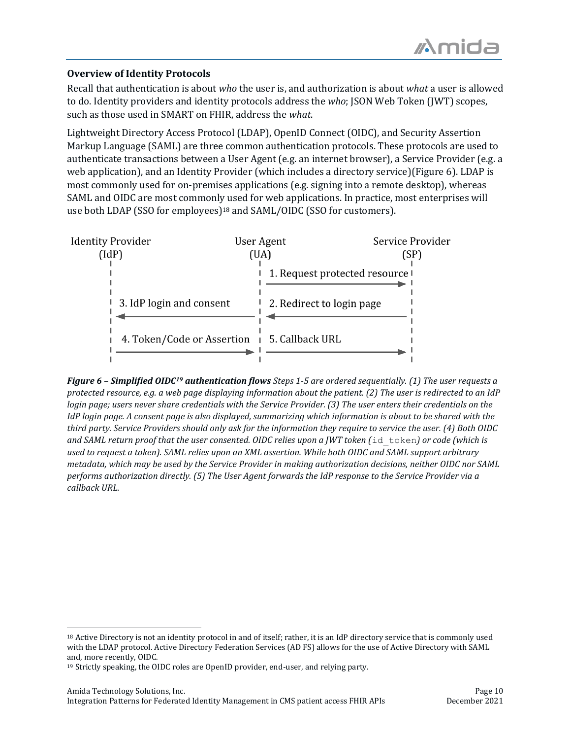### Overview of Identity Protocols

Recall that authentication is about *who* the user is, and authorization is about *what* a user is allowed to do. Identity providers and identity protocols address the *who*; JSON Web Token (JWT) scopes, such as those used in SMART on FHIR, address the *what*.

Lightweight Directory Access Protocol (LDAP), OpenID Connect (OIDC), and Security Assertion Markup Language (SAML) are three common authentication protocols. These protocols are used to authenticate transactions between a User Agent (e.g. an internet browser), a Service Provider (e.g. a web application), and an Identity Provider (which includes a directory service)(Figure 6). LDAP is most commonly used for on-premises applications (e.g. signing into a remote desktop), whereas SAML and OIDC are most commonly used for web applications. In practice, most enterprises will use both LDAP (SSO for employees)[18] and SAML/OIDC (SSO for customers).

Identity Provider (IdP)

User Agent (UA)

Service Provider (SP)

1. Request protected resource

2. Redirect to login page

3. IdP login and consent

4. Token/Code or Assertion

5. Callback URL

***Figure 6 – Simplified OIDC[19] authentication flows*** *Steps 1-5 are ordered sequentially. (1) The user requests a protected resource, e.g. a web page displaying information about the patient. (2) The user is redirected to an IdP login page; users never share credentials with the Service Provider. (3) The user enters their credentials on the IdP login page. A consent page is also displayed, summarizing which information is about to be shared with the third party. Service Providers should only ask for the information they require to service the user. (4) Both OIDC and SAML return proof that the user consented. OIDC relies upon a JWT token (*`id_token`*) or code (which is used to request a token). SAML relies upon an XML assertion. While both OIDC and SAML support arbitrary metadata, which may be used by the Service Provider in making authorization decisions, neither OIDC nor SAML performs authorization directly. (5) The User Agent forwards the IdP response to the Service Provider via a callback URL.*

---

[18] Active Directory is not an identity protocol in and of itself; rather, it is an IdP directory service that is commonly used with the LDAP protocol. Active Directory Federation Services (AD FS) allows for the use of Active Directory with SAML and, more recently, OIDC.

[19] Strictly speaking, the OIDC roles are OpenID provider, end-user, and relying party.